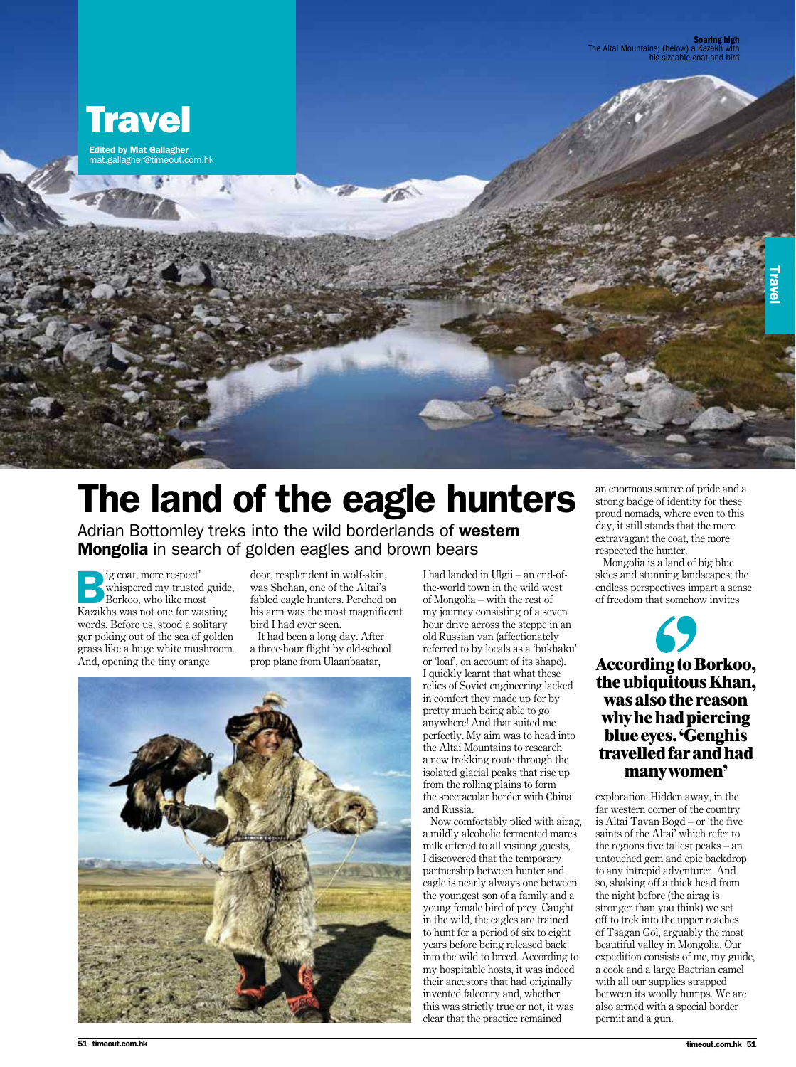# Travel

**Edited by Mat Gallagher**
mat.gallagher@timeout.com.hk

**Soaring high**
The Altai Mountains; (below) a Kazakh with his sizeable coat and bird

# The land of the eagle hunters

Adrian Bottomley treks into the wild borderlands of **western Mongolia** in search of golden eagles and brown bears

'Big coat, more respect' whispered my trusted guide, Borkoo, who like most Kazakhs was not one for wasting words. Before us, stood a solitary ger poking out of the sea of golden grass like a huge white mushroom. And, opening the tiny orange door, resplendent in wolf-skin, was Shohan, one of the Altai's fabled eagle hunters. Perched on his arm was the most magnificent bird I had ever seen.

It had been a long day. After a three-hour flight by old-school prop plane from Ulaanbaatar, I had landed in Ulgii – an end-of-the-world town in the wild west of Mongolia – with the rest of my journey consisting of a seven hour drive across the steppe in an old Russian van (affectionately referred to by locals as a 'bukhaku' or 'loaf', on account of its shape). I quickly learnt that what these relics of Soviet engineering lacked in comfort they made up for by pretty much being able to go anywhere! And that suited me perfectly. My aim was to head into the Altai Mountains to research a new trekking route through the isolated glacial peaks that rise up from the rolling plains to form the spectacular border with China and Russia.

Now comfortably plied with airag, a mildly alcoholic fermented mares milk offered to all visiting guests, I discovered that the temporary partnership between hunter and eagle is nearly always one between the youngest son of a family and a young female bird of prey. Caught in the wild, the eagles are trained to hunt for a period of six to eight years before being released back into the wild to breed. According to my hospitable hosts, it was indeed their ancestors that had originally invented falconry and, whether or not this was strictly true or not, it was clear that the practice remained an enormous source of pride and a strong badge of identity for these proud nomads, where even to this day, it still stands that the more extravagant the coat, the more respected the hunter.

Mongolia is a land of big blue skies and stunning landscapes; the endless perspectives impart a sense of freedom that somehow invites exploration. Hidden away, in the far western corner of the country is Altai Tavan Bogd – or 'the five saints of the Altai' which refer to the regions five tallest peaks – an untouched gem and epic backdrop to any intrepid adventurer. And so, shaking off a thick head from the night before (the airag is stronger than you think) we set off to trek into the upper reaches of Tsagan Gol, arguably the most beautiful valley in Mongolia. Our expedition consists of me, my guide, a cook and a large Bactrian camel with all our supplies strapped between its woolly humps. We are also armed with a special border permit and a gun.

> **According to Borkoo, the ubiquitous Khan, was also the reason why he had piercing blue eyes. 'Genghis travelled far and had many women'**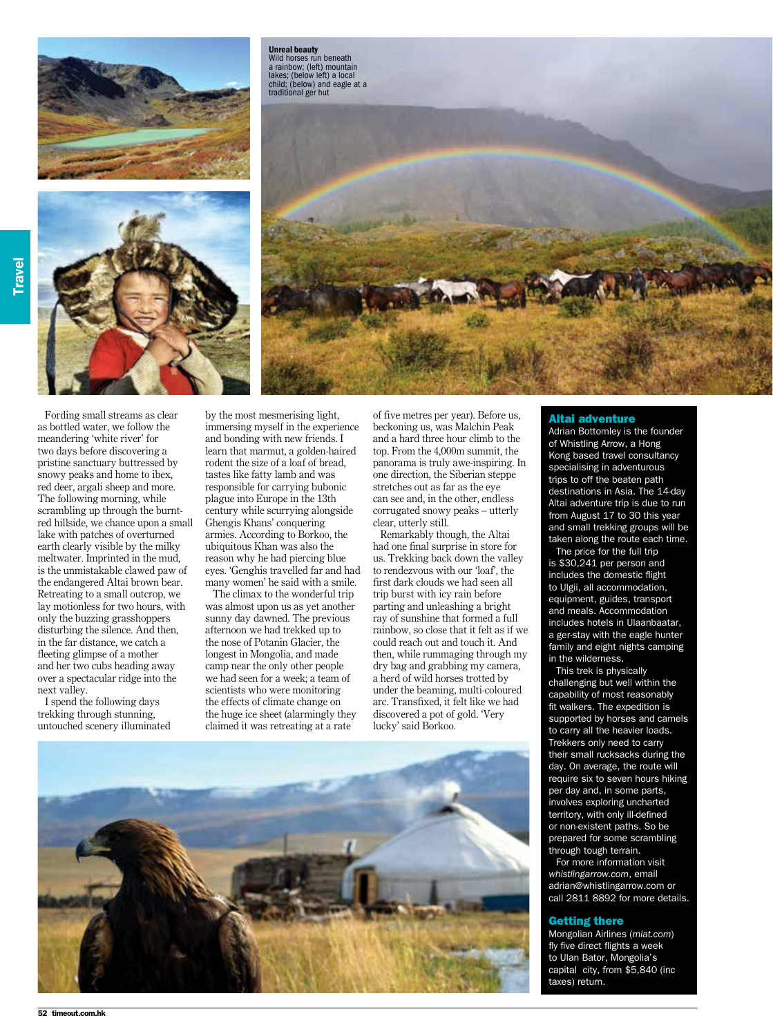**Unreal beauty**
Wild horses run beneath a rainbow; (left) mountain lakes; (below left) a local child; (below) and eagle at a traditional ger hut

Fording small streams as clear as bottled water, we follow the meandering 'white river' for two days before discovering a pristine sanctuary buttressed by snowy peaks and home to ibex, red deer, argali sheep and more. The following morning, while scrambling up through the burnt-red hillside, we chance upon a small lake with patches of overturned earth clearly visible by the milky meltwater. Imprinted in the mud, is the unmistakable clawed paw of the endangered Altai brown bear. Retreating to a small outcrop, we lay motionless for two hours, with only the buzzing grasshoppers disturbing the silence. And then, in the far distance, we catch a fleeting glimpse of a mother and her two cubs heading away over a spectacular ridge into the next valley.

I spend the following days trekking through stunning, untouched scenery illuminated by the most mesmerising light, immersing myself in the experience and bonding with new friends. I learn that marmut, a golden-haired rodent the size of a loaf of bread, tastes like fatty lamb and was responsible for carrying bubonic plague into Europe in the 13th century while scurrying alongside Ghengis Khans' conquering armies. According to Borkoo, the ubiquitous Khan was also the reason why he had piercing blue eyes. 'Genghis travelled far and had many women' he said with a smile.

The climax to the wonderful trip was almost upon us as yet another sunny day dawned. The previous afternoon we had trekked up to the nose of Potanin Glacier, the longest in Mongolia, and made camp near the only other people we had seen for a week; a team of scientists who were monitoring the effects of climate change on the huge ice sheet (alarmingly they claimed it was retreating at a rate of five metres per year). Before us, beckoning us, was Malchin Peak and a hard three hour climb to the top. From the 4,000m summit, the panorama is truly awe-inspiring. In one direction, the Siberian steppe stretches out as far as the eye can see and, in the other, endless corrugated snowy peaks – utterly clear, utterly still.

Remarkably though, the Altai had one final surprise in store for us. Trekking back down the valley to rendezvous with our 'loaf', the first dark clouds we had seen all trip burst with icy rain before parting and unleashing a bright ray of sunshine that formed a full rainbow, so close that it felt as if we could reach out and touch it. And then, while rummaging through my dry bag and grabbing my camera, a herd of wild horses trotted by under the beaming, multi-coloured arc. Transfixed, it felt like we had discovered a pot of gold. 'Very lucky' said Borkoo.

## Altai adventure

Adrian Bottomley is the founder of Whistling Arrow, a Hong Kong based travel consultancy specialising in adventurous trips to off the beaten path destinations in Asia. The 14-day Altai adventure trip is due to run from August 17 to 30 this year and small trekking groups will be taken along the route each time.

The price for the full trip is $30,241 per person and includes the domestic flight to Ulgii, all accommodation, equipment, guides, transport and meals. Accommodation includes hotels in Ulaanbaatar, a ger-stay with the eagle hunter family and eight nights camping in the wilderness.

This trek is physically challenging but well within the capability of most reasonably fit walkers. The expedition is supported by horses and camels to carry all the heavier loads. Trekkers only need to carry their small rucksacks during the day. On average, the route will require six to seven hours hiking per day and, in some parts, involves exploring uncharted territory, with only ill-defined or non-existent paths. So be prepared for some scrambling through tough terrain.

For more information visit *whistlingarrow.com*, email adrian@whistlingarrow.com or call 2811 8892 for more details.

## Getting there

Mongolian Airlines (*miat.com*) fly five direct flights a week to Ulan Bator, Mongolia's capital city, from $5,840 (inc taxes) return.